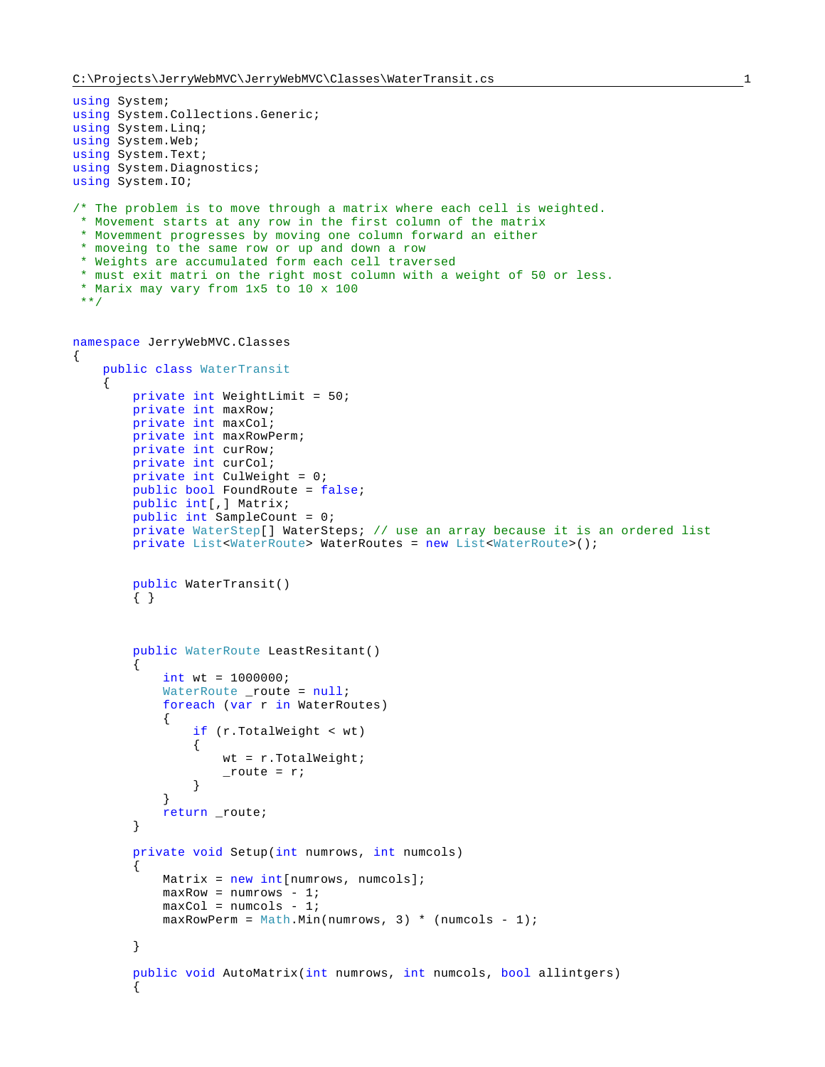C:\Projects\JerryWebMVC\JerryWebMVC\Classes\WaterTransit.cs

```csharp
using System;
using System.Collections.Generic;
using System.Linq;
using System.Web;
using System.Text;
using System.Diagnostics;
using System.IO;

/* The problem is to move through a matrix where each cell is weighted.
 * Movement starts at any row in the first column of the matrix
 * Movemment progresses by moving one column forward an either
 * moveing to the same row or up and down a row
 * Weights are accumulated form each cell traversed
 * must exit matri on the right most column with a weight of 50 or less.
 * Marix may vary from 1x5 to 10 x 100
 **/


namespace JerryWebMVC.Classes
{
    public class WaterTransit
    {
        private int WeightLimit = 50;
        private int maxRow;
        private int maxCol;
        private int maxRowPerm;
        private int curRow;
        private int curCol;
        private int CulWeight = 0;
        public bool FoundRoute = false;
        public int[,] Matrix;
        public int SampleCount = 0;
        private WaterStep[] WaterSteps; // use an array because it is an ordered list
        private List<WaterRoute> WaterRoutes = new List<WaterRoute>();


        public WaterTransit()
        { }



        public WaterRoute LeastResitant()
        {
            int wt = 1000000;
            WaterRoute _route = null;
            foreach (var r in WaterRoutes)
            {
                if (r.TotalWeight < wt)
                {
                    wt = r.TotalWeight;
                    _route = r;
                }
            }
            return _route;
        }

        private void Setup(int numrows, int numcols)
        {
            Matrix = new int[numrows, numcols];
            maxRow = numrows - 1;
            maxCol = numcols - 1;
            maxRowPerm = Math.Min(numrows, 3) * (numcols - 1);

        }

        public void AutoMatrix(int numrows, int numcols, bool allintgers)
        {
```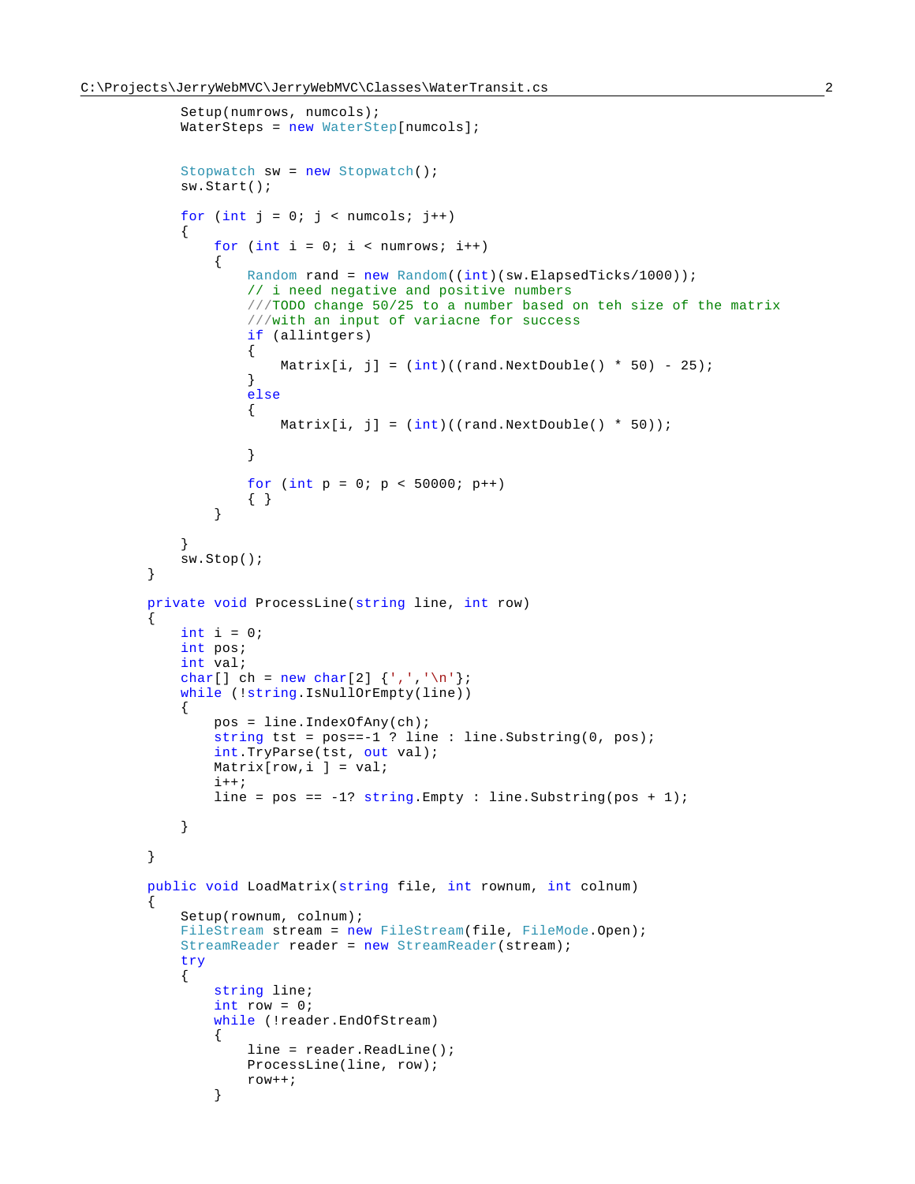```
            Setup(numrows, numcols);
            WaterSteps = new WaterStep[numcols];


            Stopwatch sw = new Stopwatch();
            sw.Start();

            for (int j = 0; j < numcols; j++)
            {
                for (int i = 0; i < numrows; i++)
                {
                    Random rand = new Random((int)(sw.ElapsedTicks/1000));
                    // i need negative and positive numbers
                    ///TODO change 50/25 to a number based on teh size of the matrix
                    ///with an input of variacne for success
                    if (allintgers)
                    {
                        Matrix[i, j] = (int)((rand.NextDouble() * 50) - 25);
                    }
                    else
                    {
                        Matrix[i, j] = (int)((rand.NextDouble() * 50));

                    }

                    for (int p = 0; p < 50000; p++)
                    { }
                }

            }
            sw.Stop();
        }

        private void ProcessLine(string line, int row)
        {
            int i = 0;
            int pos;
            int val;
            char[] ch = new char[2] {',','\n'};
            while (!string.IsNullOrEmpty(line))
            {
                pos = line.IndexOfAny(ch);
                string tst = pos==-1 ? line : line.Substring(0, pos);
                int.TryParse(tst, out val);
                Matrix[row,i ] = val;
                i++;
                line = pos == -1? string.Empty : line.Substring(pos + 1);

            }

        }

        public void LoadMatrix(string file, int rownum, int colnum)
        {
            Setup(rownum, colnum);
            FileStream stream = new FileStream(file, FileMode.Open);
            StreamReader reader = new StreamReader(stream);
            try
            {
                string line;
                int row = 0;
                while (!reader.EndOfStream)
                {
                    line = reader.ReadLine();
                    ProcessLine(line, row);
                    row++;
                }
```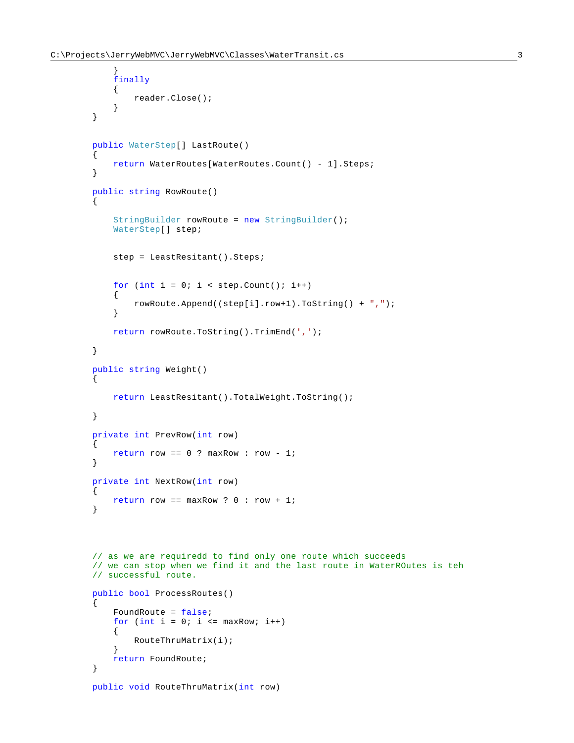```
        }
        finally
        {
            reader.Close();
        }
    }


    public WaterStep[] LastRoute()
    {
        return WaterRoutes[WaterRoutes.Count() - 1].Steps;
    }

    public string RowRoute()
    {

        StringBuilder rowRoute = new StringBuilder();
        WaterStep[] step;


        step = LeastResitant().Steps;


        for (int i = 0; i < step.Count(); i++)
        {
            rowRoute.Append((step[i].row+1).ToString() + ",");
        }

        return rowRoute.ToString().TrimEnd(',');

    }

    public string Weight()
    {

        return LeastResitant().TotalWeight.ToString();

    }

    private int PrevRow(int row)
    {
        return row == 0 ? maxRow : row - 1;
    }

    private int NextRow(int row)
    {
        return row == maxRow ? 0 : row + 1;
    }




    // as we are requiredd to find only one route which succeeds
    // we can stop when we find it and the last route in WaterROutes is teh
    // successful route.

    public bool ProcessRoutes()
    {
        FoundRoute = false;
        for (int i = 0; i <= maxRow; i++)
        {
            RouteThruMatrix(i);
        }
        return FoundRoute;
    }

    public void RouteThruMatrix(int row)
```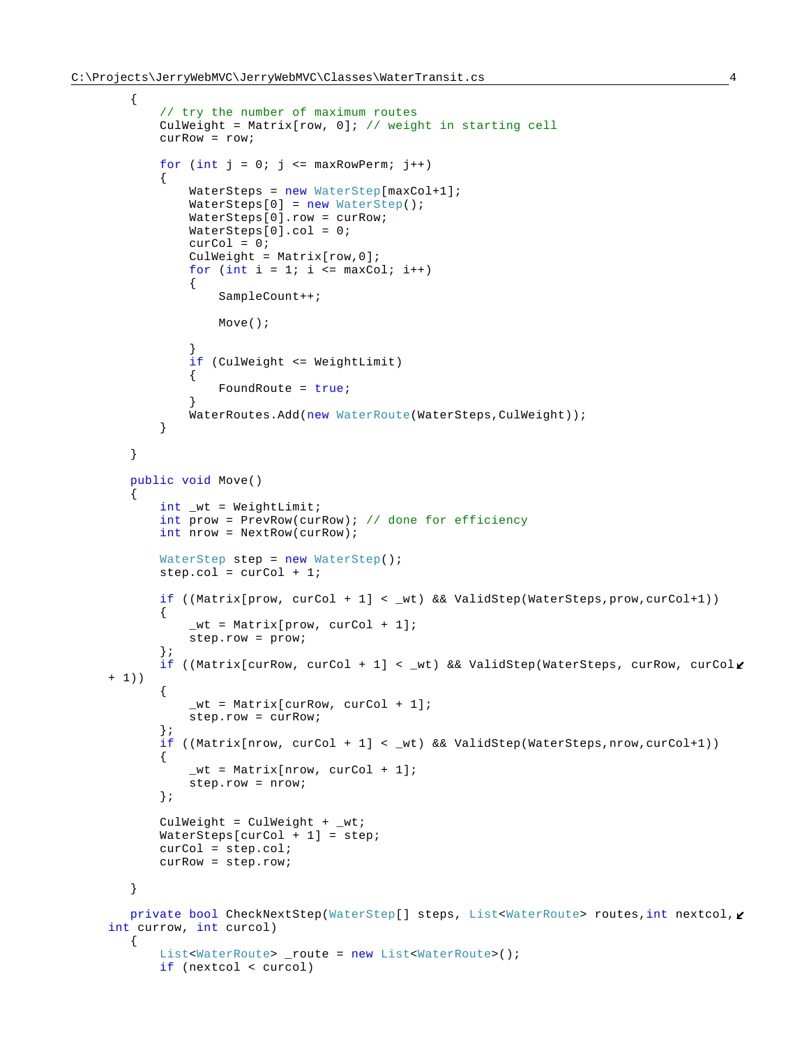```
        {
            // try the number of maximum routes
            CulWeight = Matrix[row, 0]; // weight in starting cell
            curRow = row;

            for (int j = 0; j <= maxRowPerm; j++)
            {
                WaterSteps = new WaterStep[maxCol+1];
                WaterSteps[0] = new WaterStep();
                WaterSteps[0].row = curRow;
                WaterSteps[0].col = 0;
                curCol = 0;
                CulWeight = Matrix[row,0];
                for (int i = 1; i <= maxCol; i++)
                {
                    SampleCount++;

                    Move();

                }
                if (CulWeight <= WeightLimit)
                {
                    FoundRoute = true;
                }
                WaterRoutes.Add(new WaterRoute(WaterSteps,CulWeight));
            }

        }

        public void Move()
        {
            int _wt = WeightLimit;
            int prow = PrevRow(curRow); // done for efficiency
            int nrow = NextRow(curRow);

            WaterStep step = new WaterStep();
            step.col = curCol + 1;

            if ((Matrix[prow, curCol + 1] < _wt) && ValidStep(WaterSteps,prow,curCol+1))
            {
                _wt = Matrix[prow, curCol + 1];
                step.row = prow;
            };
            if ((Matrix[curRow, curCol + 1] < _wt) && ValidStep(WaterSteps, curRow, curCol + 1))
            {
                _wt = Matrix[curRow, curCol + 1];
                step.row = curRow;
            };
            if ((Matrix[nrow, curCol + 1] < _wt) && ValidStep(WaterSteps,nrow,curCol+1))
            {
                _wt = Matrix[nrow, curCol + 1];
                step.row = nrow;
            };

            CulWeight = CulWeight + _wt;
            WaterSteps[curCol + 1] = step;
            curCol = step.col;
            curRow = step.row;

        }

        private bool CheckNextStep(WaterStep[] steps, List<WaterRoute> routes,int nextcol, int currow, int curcol)
        {
            List<WaterRoute> _route = new List<WaterRoute>();
            if (nextcol < curcol)
```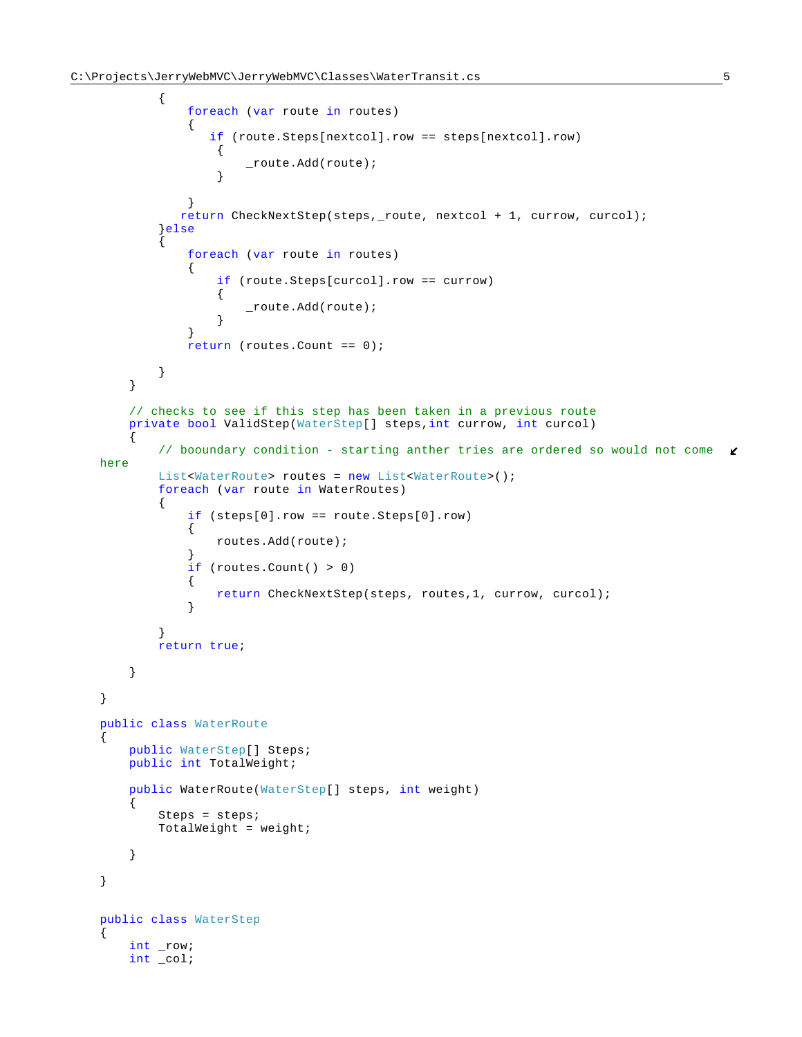```
            {
                foreach (var route in routes)
                {
                   if (route.Steps[nextcol].row == steps[nextcol].row)
                    {
                        _route.Add(route);
                    }

                }
               return CheckNextStep(steps,_route, nextcol + 1, currow, curcol);
            }else
            {
                foreach (var route in routes)
                {
                    if (route.Steps[curcol].row == currow)
                    {
                        _route.Add(route);
                    }
                }
                return (routes.Count == 0);

            }
        }

        // checks to see if this step has been taken in a previous route
        private bool ValidStep(WaterStep[] steps,int currow, int curcol)
        {
            // booundary condition - starting anther tries are ordered so would not come 
    here
            List<WaterRoute> routes = new List<WaterRoute>();
            foreach (var route in WaterRoutes)
            {
                if (steps[0].row == route.Steps[0].row)
                {
                    routes.Add(route);
                }
                if (routes.Count() > 0)
                {
                    return CheckNextStep(steps, routes,1, currow, curcol);
                }

            }
            return true;

        }

    }

    public class WaterRoute
    {
        public WaterStep[] Steps;
        public int TotalWeight;

        public WaterRoute(WaterStep[] steps, int weight)
        {
            Steps = steps;
            TotalWeight = weight;

        }

    }


    public class WaterStep
    {
        int _row;
        int _col;
```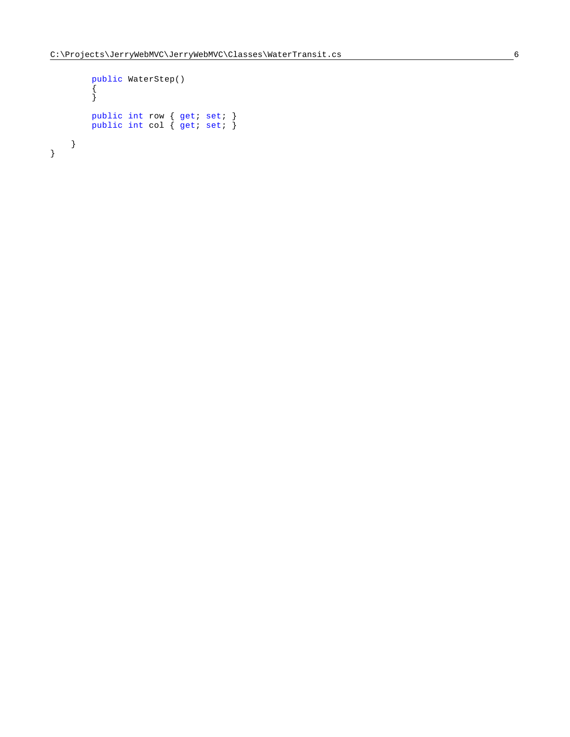```
        public WaterStep()
        {
        }

        public int row { get; set; }
        public int col { get; set; }

    }
}
```